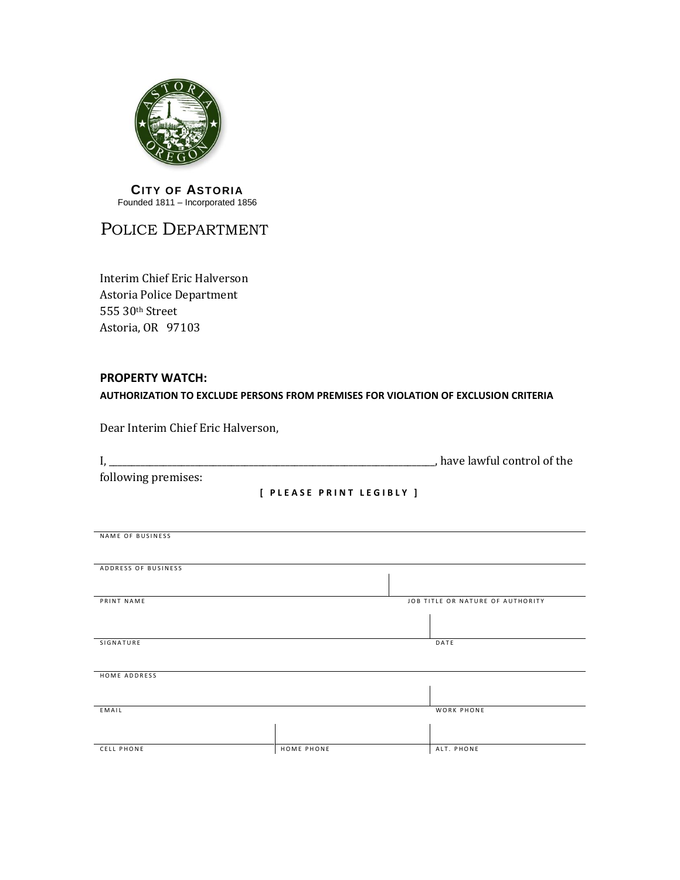**CITY OF ASTORIA**
Founded 1811 – Incorporated 1856

# POLICE DEPARTMENT

Interim Chief Eric Halverson
Astoria Police Department
555 30th Street
Astoria, OR 97103

## PROPERTY WATCH:

### AUTHORIZATION TO EXCLUDE PERSONS FROM PREMISES FOR VIOLATION OF EXCLUSION CRITERIA

Dear Interim Chief Eric Halverson,

I, ______________________________________________________, have lawful control of the following premises:

**[ PLEASE PRINT LEGIBLY ]**

| | | |
|---|---|---|
| NAME OF BUSINESS | | |
| ADDRESS OF BUSINESS | | |
| PRINT NAME | | JOB TITLE OR NATURE OF AUTHORITY |
| SIGNATURE | | DATE |
| HOME ADDRESS | | |
| EMAIL | | WORK PHONE |
| CELL PHONE | HOME PHONE | ALT. PHONE |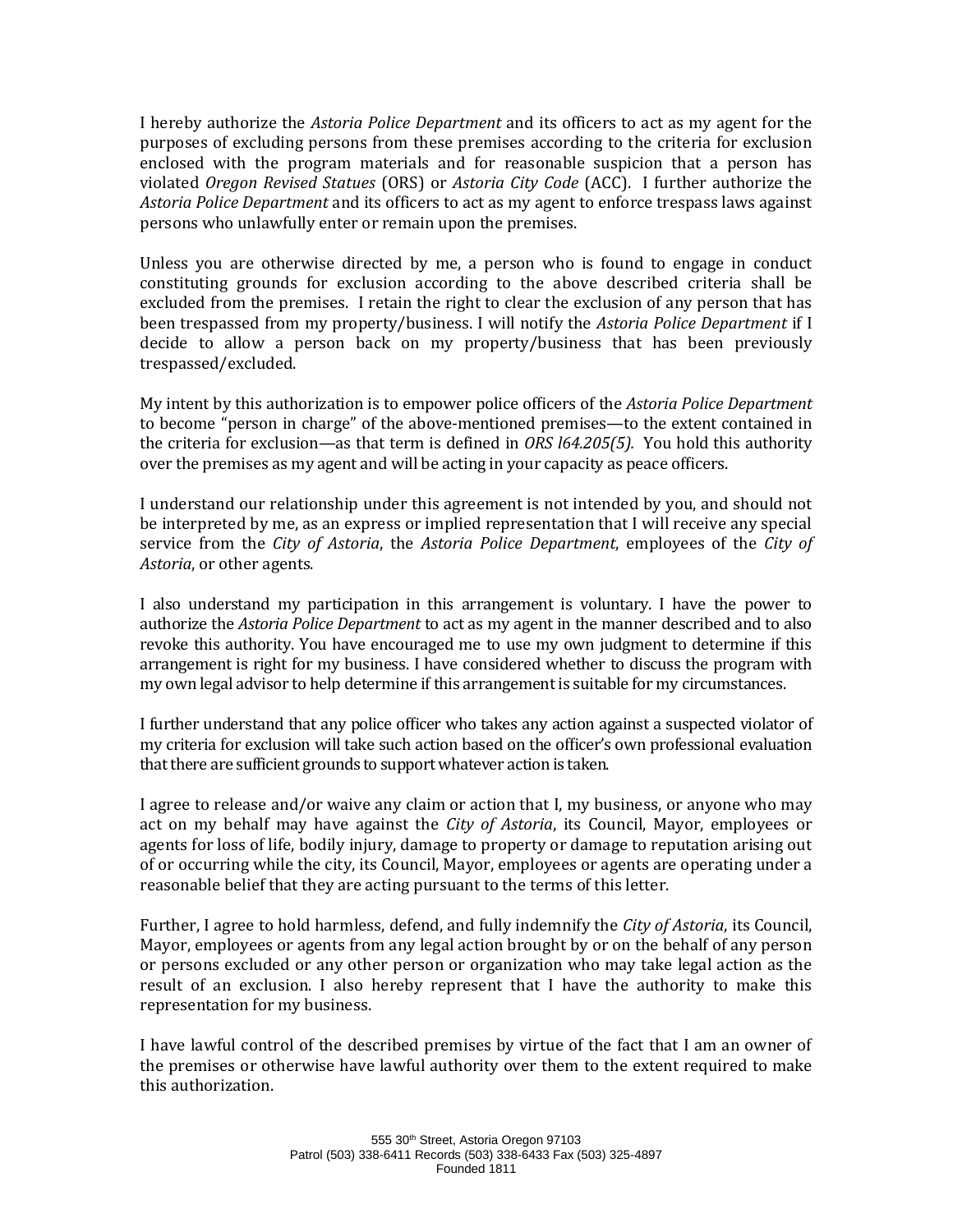I hereby authorize the *Astoria Police Department* and its officers to act as my agent for the purposes of excluding persons from these premises according to the criteria for exclusion enclosed with the program materials and for reasonable suspicion that a person has violated *Oregon Revised Statues* (ORS) or *Astoria City Code* (ACC). I further authorize the *Astoria Police Department* and its officers to act as my agent to enforce trespass laws against persons who unlawfully enter or remain upon the premises.

Unless you are otherwise directed by me, a person who is found to engage in conduct constituting grounds for exclusion according to the above described criteria shall be excluded from the premises. I retain the right to clear the exclusion of any person that has been trespassed from my property/business. I will notify the *Astoria Police Department* if I decide to allow a person back on my property/business that has been previously trespassed/excluded.

My intent by this authorization is to empower police officers of the *Astoria Police Department* to become "person in charge" of the above-mentioned premises—to the extent contained in the criteria for exclusion—as that term is defined in *ORS l64.205(5).* You hold this authority over the premises as my agent and will be acting in your capacity as peace officers.

I understand our relationship under this agreement is not intended by you, and should not be interpreted by me, as an express or implied representation that I will receive any special service from the *City of Astoria*, the *Astoria Police Department*, employees of the *City of Astoria*, or other agents.

I also understand my participation in this arrangement is voluntary. I have the power to authorize the *Astoria Police Department* to act as my agent in the manner described and to also revoke this authority. You have encouraged me to use my own judgment to determine if this arrangement is right for my business. I have considered whether to discuss the program with my own legal advisor to help determine if this arrangement is suitable for my circumstances.

I further understand that any police officer who takes any action against a suspected violator of my criteria for exclusion will take such action based on the officer's own professional evaluation that there are sufficient grounds to support whatever action is taken.

I agree to release and/or waive any claim or action that I, my business, or anyone who may act on my behalf may have against the *City of Astoria*, its Council, Mayor, employees or agents for loss of life, bodily injury, damage to property or damage to reputation arising out of or occurring while the city, its Council, Mayor, employees or agents are operating under a reasonable belief that they are acting pursuant to the terms of this letter.

Further, I agree to hold harmless, defend, and fully indemnify the *City of Astoria*, its Council, Mayor, employees or agents from any legal action brought by or on the behalf of any person or persons excluded or any other person or organization who may take legal action as the result of an exclusion. I also hereby represent that I have the authority to make this representation for my business.

I have lawful control of the described premises by virtue of the fact that I am an owner of the premises or otherwise have lawful authority over them to the extent required to make this authorization.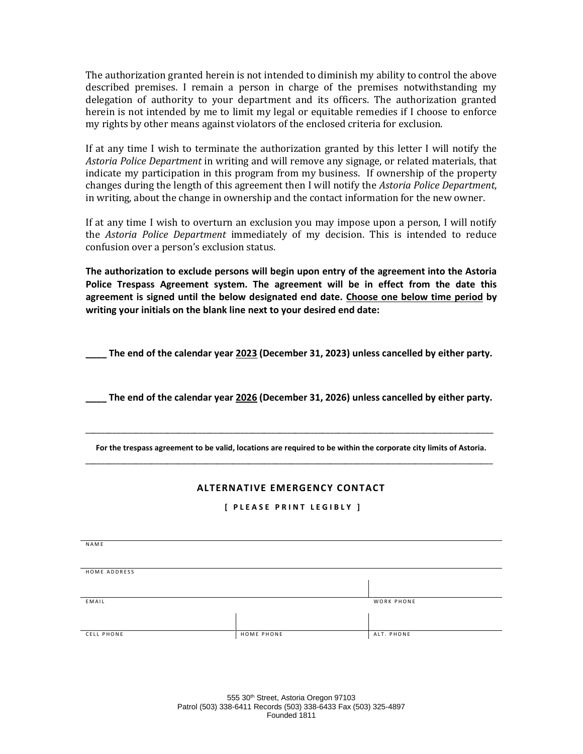The authorization granted herein is not intended to diminish my ability to control the above described premises. I remain a person in charge of the premises notwithstanding my delegation of authority to your department and its officers. The authorization granted herein is not intended by me to limit my legal or equitable remedies if I choose to enforce my rights by other means against violators of the enclosed criteria for exclusion.

If at any time I wish to terminate the authorization granted by this letter I will notify the *Astoria Police Department* in writing and will remove any signage, or related materials, that indicate my participation in this program from my business. If ownership of the property changes during the length of this agreement then I will notify the *Astoria Police Department*, in writing, about the change in ownership and the contact information for the new owner.

If at any time I wish to overturn an exclusion you may impose upon a person, I will notify the *Astoria Police Department* immediately of my decision. This is intended to reduce confusion over a person's exclusion status.

**The authorization to exclude persons will begin upon entry of the agreement into the Astoria Police Trespass Agreement system. The agreement will be in effect from the date this agreement is signed until the below designated end date. <u>Choose one below time period</u> by writing your initials on the blank line next to your desired end date:**

**____ The end of the calendar year <u>2023</u> (December 31, 2023) unless cancelled by either party.**

**____ The end of the calendar year <u>2026</u> (December 31, 2026) unless cancelled by either party.**

---

**For the trespass agreement to be valid, locations are required to be within the corporate city limits of Astoria.**

---

### ALTERNATIVE EMERGENCY CONTACT

**[ PLEASE PRINT LEGIBLY ]**

| | | |
|---|---|---|
| NAME | | |
| HOME ADDRESS | | |
| EMAIL | | WORK PHONE |
| CELL PHONE | HOME PHONE | ALT. PHONE |

555 30th Street, Astoria Oregon 97103
Patrol (503) 338-6411 Records (503) 338-6433 Fax (503) 325-4897
Founded 1811